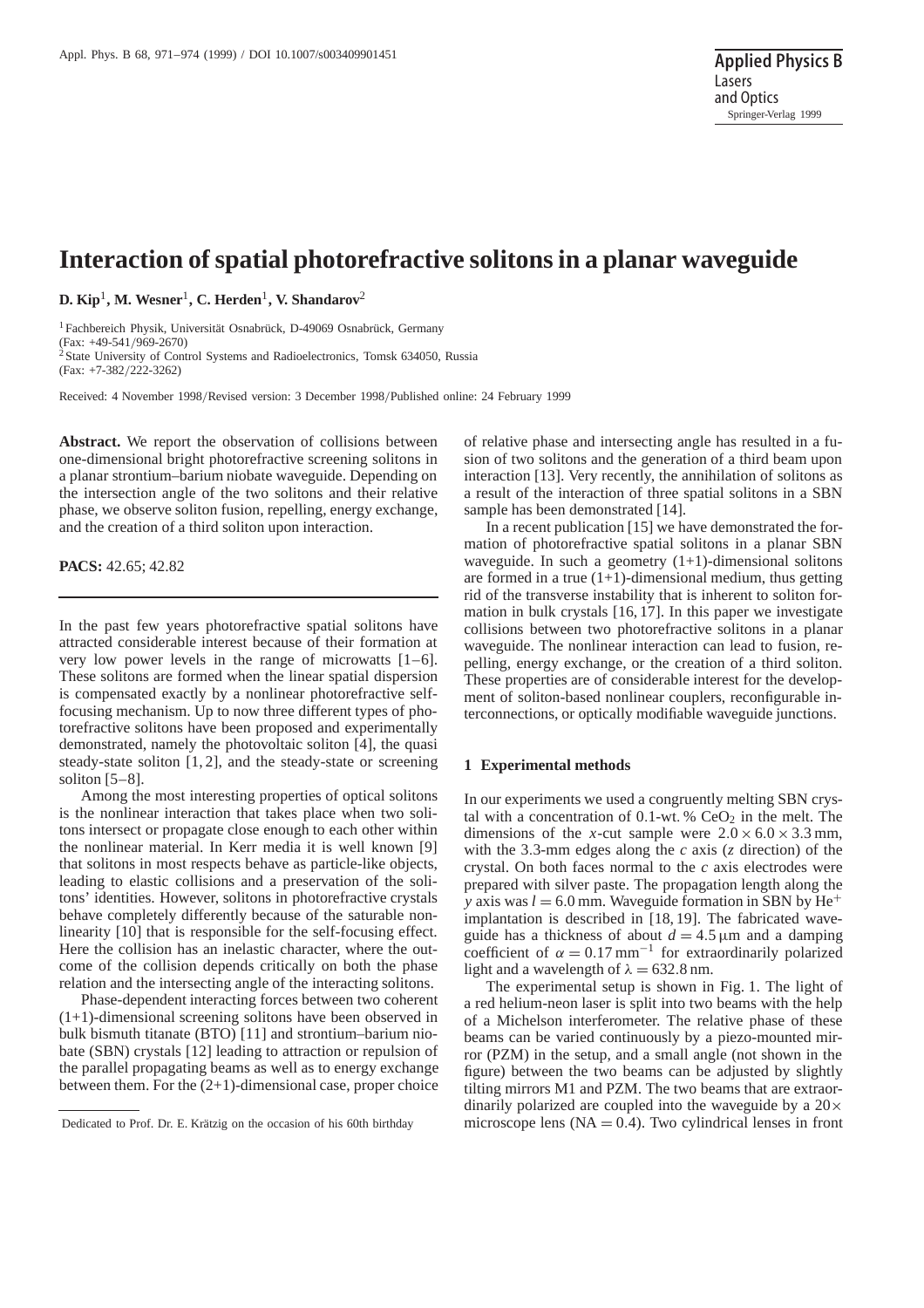# Interaction of spatial photorefractive solitons in a planar waveguide

**D. Kip[1], M. Wesner[1], C. Herden[1], V. Shandarov[2]**

[1] Fachbereich Physik, Universität Osnabrück, D-49069 Osnabrück, Germany
(Fax: +49-541/969-2670)
[2] State University of Control Systems and Radioelectronics, Tomsk 634050, Russia
(Fax: +7-382/222-3262)

Received: 4 November 1998/Revised version: 3 December 1998/Published online: 24 February 1999

**Abstract.** We report the observation of collisions between one-dimensional bright photorefractive screening solitons in a planar strontium–barium niobate waveguide. Depending on the intersection angle of the two solitons and their relative phase, we observe soliton fusion, repelling, energy exchange, and the creation of a third soliton upon interaction.

**PACS:** 42.65; 42.82

In the past few years photorefractive spatial solitons have attracted considerable interest because of their formation at very low power levels in the range of microwatts [1–6]. These solitons are formed when the linear spatial dispersion is compensated exactly by a nonlinear photorefractive self-focusing mechanism. Up to now three different types of photorefractive solitons have been proposed and experimentally demonstrated, namely the photovoltaic soliton [4], the quasi steady-state soliton [1, 2], and the steady-state or screening soliton [5–8].

Among the most interesting properties of optical solitons is the nonlinear interaction that takes place when two solitons intersect or propagate close enough to each other within the nonlinear material. In Kerr media it is well known [9] that solitons in most respects behave as particle-like objects, leading to elastic collisions and a preservation of the solitons' identities. However, solitons in photorefractive crystals behave completely differently because of the saturable nonlinearity [10] that is responsible for the self-focusing effect. Here the collision has an inelastic character, where the outcome of the collision depends critically on both the phase relation and the intersecting angle of the interacting solitons.

Phase-dependent interacting forces between two coherent (1+1)-dimensional screening solitons have been observed in bulk bismuth titanate (BTO) [11] and strontium–barium niobate (SBN) crystals [12] leading to attraction or repulsion of the parallel propagating beams as well as to energy exchange between them. For the (2+1)-dimensional case, proper choice of relative phase and intersecting angle has resulted in a fusion of two solitons and the generation of a third beam upon interaction [13]. Very recently, the annihilation of solitons as a result of the interaction of three spatial solitons in a SBN sample has been demonstrated [14].

In a recent publication [15] we have demonstrated the formation of photorefractive spatial solitons in a planar SBN waveguide. In such a geometry (1+1)-dimensional solitons are formed in a true (1+1)-dimensional medium, thus getting rid of the transverse instability that is inherent to soliton formation in bulk crystals [16, 17]. In this paper we investigate collisions between two photorefractive solitons in a planar waveguide. The nonlinear interaction can lead to fusion, repelling, energy exchange, or the creation of a third soliton. These properties are of considerable interest for the development of soliton-based nonlinear couplers, reconfigurable interconnections, or optically modifiable waveguide junctions.

## 1 Experimental methods

In our experiments we used a congruently melting SBN crystal with a concentration of 0.1-wt. % $CeO_2$ in the melt. The dimensions of the *x*-cut sample were $2.0 \times 6.0 \times 3.3$ mm, with the 3.3-mm edges along the *c* axis (*z* direction) of the crystal. On both faces normal to the *c* axis electrodes were prepared with silver paste. The propagation length along the *y* axis was $l = 6.0$ mm. Waveguide formation in SBN by $He^{+}$ implantation is described in [18, 19]. The fabricated waveguide has a thickness of about $d = 4.5\,\mu$m and a damping coefficient of $\alpha = 0.17\,\text{mm}^{-1}$ for extraordinarily polarized light and a wavelength of $\lambda = 632.8$ nm.

The experimental setup is shown in Fig. 1. The light of a red helium-neon laser is split into two beams with the help of a Michelson interferometer. The relative phase of these beams can be varied continuously by a piezo-mounted mirror (PZM) in the setup, and a small angle (not shown in the figure) between the two beams can be adjusted by slightly tilting mirrors M1 and PZM. The two beams that are extraordinarily polarized are coupled into the waveguide by a 20× microscope lens (NA = 0.4). Two cylindrical lenses in front

Dedicated to Prof. Dr. E. Krätzig on the occasion of his 60th birthday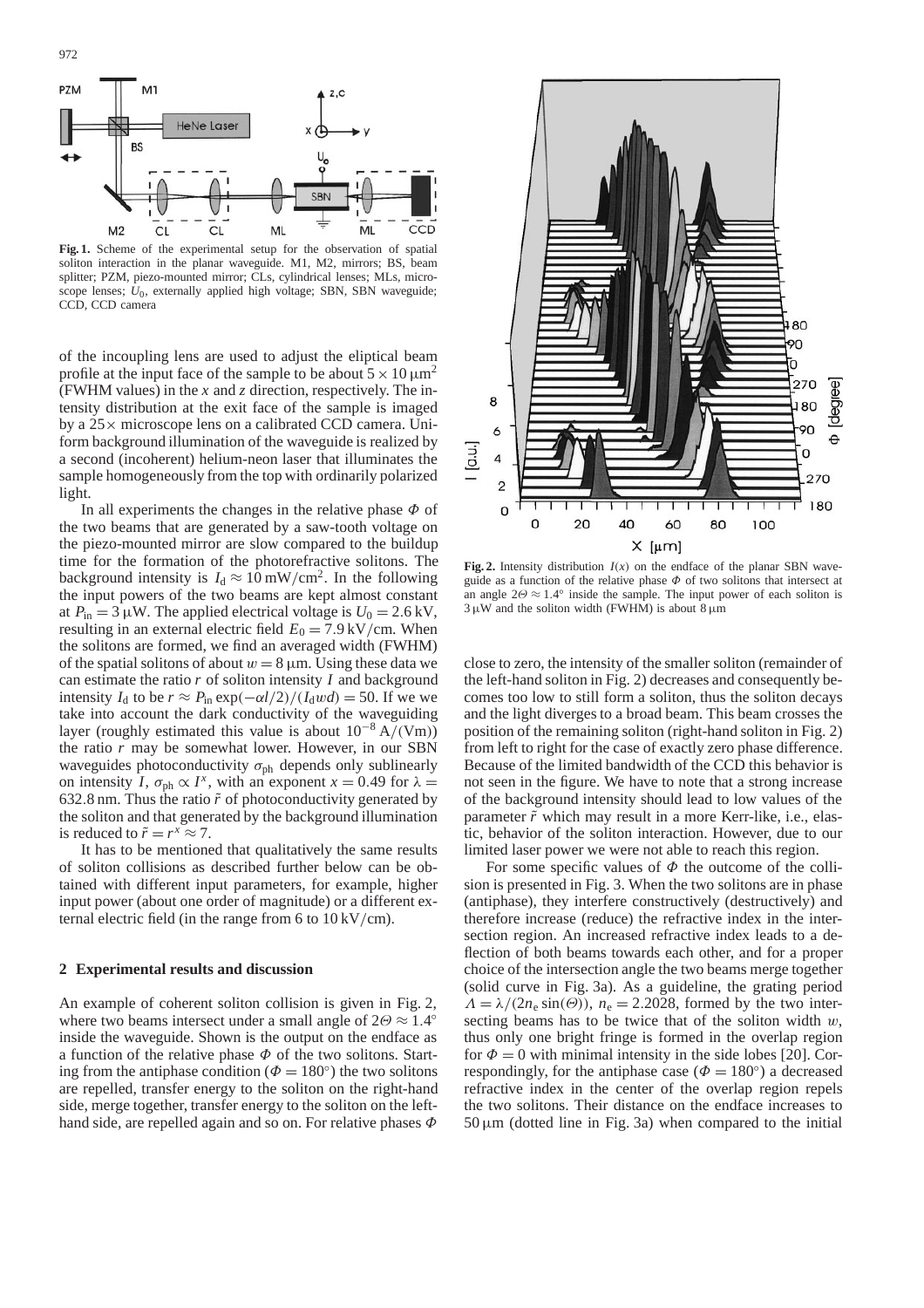**Fig. 1.** Scheme of the experimental setup for the observation of spatial soliton interaction in the planar waveguide. M1, M2, mirrors; BS, beam splitter; PZM, piezo-mounted mirror; CLs, cylindrical lenses; MLs, microscope lenses; $U_0$, externally applied high voltage; SBN, SBN waveguide; CCD, CCD camera

of the incoupling lens are used to adjust the eliptical beam profile at the input face of the sample to be about $5 \times 10\,\mu\text{m}^2$ (FWHM values) in the $x$ and $z$ direction, respectively. The intensity distribution at the exit face of the sample is imaged by a $25\times$ microscope lens on a calibrated CCD camera. Uniform background illumination of the waveguide is realized by a second (incoherent) helium-neon laser that illuminates the sample homogeneously from the top with ordinarily polarized light.

In all experiments the changes in the relative phase $\Phi$ of the two beams that are generated by a saw-tooth voltage on the piezo-mounted mirror are slow compared to the buildup time for the formation of the photorefractive solitons. The background intensity is $I_\text{d} \approx 10\,\text{mW/cm}^2$. In the following the input powers of the two beams are kept almost constant at $P_\text{in} = 3\,\mu\text{W}$. The applied electrical voltage is $U_0 = 2.6\,\text{kV}$, resulting in an external electric field $E_0 = 7.9\,\text{kV/cm}$. When the solitons are formed, we find an averaged width (FWHM) of the spatial solitons of about $w = 8\,\mu\text{m}$. Using these data we can estimate the ratio $r$ of soliton intensity $I$ and background intensity $I_\text{d}$ to be $r \approx P_\text{in} \exp(-\alpha l/2)/(I_\text{d} w d) = 50$. If we we take into account the dark conductivity of the waveguiding layer (roughly estimated this value is about $10^{-8}\,\text{A}/(\text{Vm})$) the ratio $r$ may be somewhat lower. However, in our SBN waveguides photoconductivity $\sigma_\text{ph}$ depends only sublinearly on intensity $I$, $\sigma_\text{ph} \propto I^x$, with an exponent $x = 0.49$ for $\lambda = 632.8\,\text{nm}$. Thus the ratio $\tilde{r}$ of photoconductivity generated by the soliton and that generated by the background illumination is reduced to $\tilde{r} = r^x \approx 7$.

It has to be mentioned that qualitatively the same results of soliton collisions as described further below can be obtained with different input parameters, for example, higher input power (about one order of magnitude) or a different external electric field (in the range from 6 to $10\,\text{kV/cm}$).

## 2 Experimental results and discussion

An example of coherent soliton collision is given in Fig. 2, where two beams intersect under a small angle of $2\Theta \approx 1.4°$ inside the waveguide. Shown is the output on the endface as a function of the relative phase $\Phi$ of the two solitons. Starting from the antiphase condition ($\Phi = 180°$) the two solitons are repelled, transfer energy to the soliton on the right-hand side, merge together, transfer energy to the soliton on the left-hand side, are repelled again and so on. For relative phases $\Phi$

**Fig. 2.** Intensity distribution $I(x)$ on the endface of the planar SBN waveguide as a function of the relative phase $\Phi$ of two solitons that intersect at an angle $2\Theta \approx 1.4°$ inside the sample. The input power of each soliton is $3\,\mu\text{W}$ and the soliton width (FWHM) is about $8\,\mu\text{m}$

close to zero, the intensity of the smaller soliton (remainder of the left-hand soliton in Fig. 2) decreases and consequently becomes too low to still form a soliton, thus the soliton decays and the light diverges to a broad beam. This beam crosses the position of the remaining soliton (right-hand soliton in Fig. 2) from left to right for the case of exactly zero phase difference. Because of the limited bandwidth of the CCD this behavior is not seen in the figure. We have to note that a strong increase of the background intensity should lead to low values of the parameter $\tilde{r}$ which may result in a more Kerr-like, i.e., elastic, behavior of the soliton interaction. However, due to our limited laser power we were not able to reach this region.

For some specific values of $\Phi$ the outcome of the collision is presented in Fig. 3. When the two solitons are in phase (antiphase), they interfere constructively (destructively) and therefore increase (reduce) the refractive index in the intersection region. An increased refractive index leads to a deflection of both beams towards each other, and for a proper choice of the intersection angle the two beams merge together (solid curve in Fig. 3a). As a guideline, the grating period $\Lambda = \lambda/(2n_\text{e}\sin(\Theta))$, $n_\text{e} = 2.2028$, formed by the two intersecting beams has to be twice that of the soliton width $w$, thus only one bright fringe is formed in the overlap region for $\Phi = 0$ with minimal intensity in the side lobes [20]. Correspondingly, for the antiphase case ($\Phi = 180°$) a decreased refractive index in the center of the overlap region repels the two solitons. Their distance on the endface increases to $50\,\mu\text{m}$ (dotted line in Fig. 3a) when compared to the initial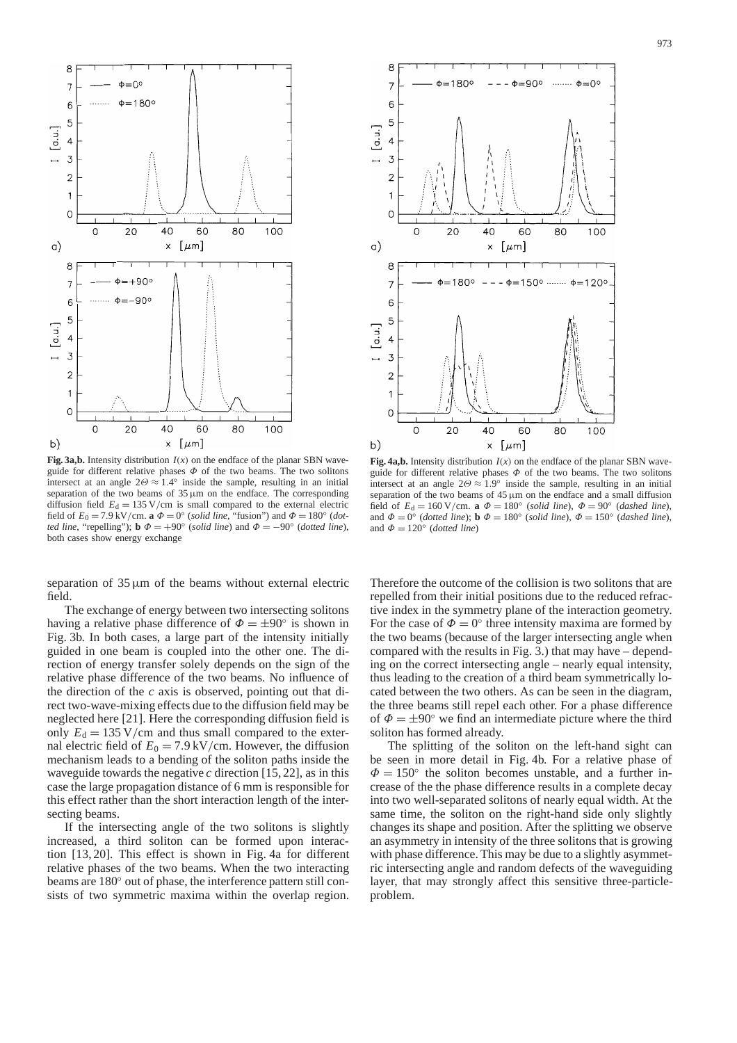**Fig. 3a,b.** Intensity distribution $I(x)$ on the endface of the planar SBN waveguide for different relative phases $\Phi$ of the two beams. The two solitons intersect at an angle $2\Theta \approx 1.4°$ inside the sample, resulting in an initial separation of the two beams of 35 µm on the endface. The corresponding diffusion field $E_d = 135$ V/cm is small compared to the external electric field of $E_0 = 7.9$ kV/cm. **a** $\Phi = 0°$ (*solid line*, "fusion") and $\Phi = 180°$ (*dotted line*, "repelling"); **b** $\Phi = +90°$ (*solid line*) and $\Phi = -90°$ (*dotted line*), both cases show energy exchange

**Fig. 4a,b.** Intensity distribution $I(x)$ on the endface of the planar SBN waveguide for different relative phases $\Phi$ of the two beams. The two solitons intersect at an angle $2\Theta \approx 1.9°$ inside the sample, resulting in an initial separation of the two beams of 45 µm on the endface and a small diffusion field of $E_d = 160$ V/cm. **a** $\Phi = 180°$ (*solid line*), $\Phi = 90°$ (*dashed line*), and $\Phi = 0°$ (*dotted line*); **b** $\Phi = 180°$ (*solid line*), $\Phi = 150°$ (*dashed line*), and $\Phi = 120°$ (*dotted line*)

separation of 35 µm of the beams without external electric field.

The exchange of energy between two intersecting solitons having a relative phase difference of $\Phi = \pm 90°$ is shown in Fig. 3b. In both cases, a large part of the intensity initially guided in one beam is coupled into the other one. The direction of energy transfer solely depends on the sign of the relative phase difference of the two beams. No influence of the direction of the *c* axis is observed, pointing out that direct two-wave-mixing effects due to the diffusion field may be neglected here [21]. Here the corresponding diffusion field is only $E_d = 135$ V/cm and thus small compared to the external electric field of $E_0 = 7.9$ kV/cm. However, the diffusion mechanism leads to a bending of the soliton paths inside the waveguide towards the negative *c* direction [15, 22], as in this case the large propagation distance of 6 mm is responsible for this effect rather than the short interaction length of the intersecting beams.

If the intersecting angle of the two solitons is slightly increased, a third soliton can be formed upon interaction [13, 20]. This effect is shown in Fig. 4a for different relative phases of the two beams. When the two interacting beams are 180° out of phase, the interference pattern still consists of two symmetric maxima within the overlap region. Therefore the outcome of the collision is two solitons that are repelled from their initial positions due to the reduced refractive index in the symmetry plane of the interaction geometry. For the case of $\Phi = 0°$ three intensity maxima are formed by the two beams (because of the larger intersecting angle when compared with the results in Fig. 3.) that may have – depending on the correct intersecting angle – nearly equal intensity, thus leading to the creation of a third beam symmetrically located between the two others. As can be seen in the diagram, the three beams still repel each other. For a phase difference of $\Phi = \pm 90°$ we find an intermediate picture where the third soliton has formed already.

The splitting of the soliton on the left-hand sight can be seen in more detail in Fig. 4b. For a relative phase of $\Phi = 150°$ the soliton becomes unstable, and a further increase of the the phase difference results in a complete decay into two well-separated solitons of nearly equal width. At the same time, the soliton on the right-hand side only slightly changes its shape and position. After the splitting we observe an asymmetry in intensity of the three solitons that is growing with phase difference. This may be due to a slightly asymmetric intersecting angle and random defects of the waveguiding layer, that may strongly affect this sensitive three-particle-problem.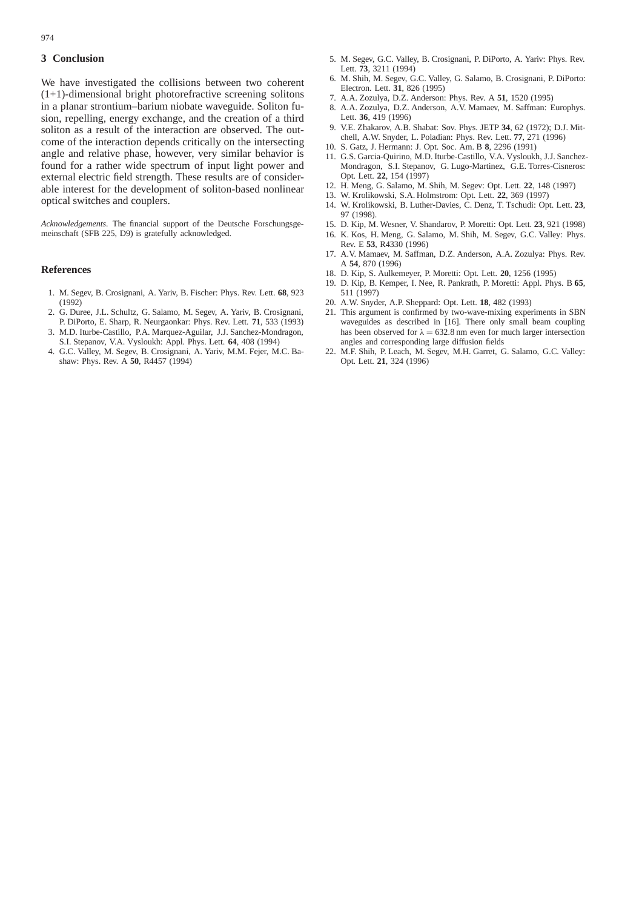## 3 Conclusion

We have investigated the collisions between two coherent (1+1)-dimensional bright photorefractive screening solitons in a planar strontium–barium niobate waveguide. Soliton fusion, repelling, energy exchange, and the creation of a third soliton as a result of the interaction are observed. The outcome of the interaction depends critically on the intersecting angle and relative phase, however, very similar behavior is found for a rather wide spectrum of input light power and external electric field strength. These results are of considerable interest for the development of soliton-based nonlinear optical switches and couplers.

*Acknowledgements.* The financial support of the Deutsche Forschungsgemeinschaft (SFB 225, D9) is gratefully acknowledged.

## References

1. M. Segev, B. Crosignani, A. Yariv, B. Fischer: Phys. Rev. Lett. **68**, 923 (1992)
2. G. Duree, J.L. Schultz, G. Salamo, M. Segev, A. Yariv, B. Crosignani, P. DiPorto, E. Sharp, R. Neurgaonkar: Phys. Rev. Lett. **71**, 533 (1993)
3. M.D. Iturbe-Castillo, P.A. Marquez-Aguilar, J.J. Sanchez-Mondragon, S.I. Stepanov, V.A. Vysloukh: Appl. Phys. Lett. **64**, 408 (1994)
4. G.C. Valley, M. Segev, B. Crosignani, A. Yariv, M.M. Fejer, M.C. Bashaw: Phys. Rev. A **50**, R4457 (1994)
5. M. Segev, G.C. Valley, B. Crosignani, P. DiPorto, A. Yariv: Phys. Rev. Lett. **73**, 3211 (1994)
6. M. Shih, M. Segev, G.C. Valley, G. Salamo, B. Crosignani, P. DiPorto: Electron. Lett. **31**, 826 (1995)
7. A.A. Zozulya, D.Z. Anderson: Phys. Rev. A **51**, 1520 (1995)
8. A.A. Zozulya, D.Z. Anderson, A.V. Mamaev, M. Saffman: Europhys. Lett. **36**, 419 (1996)
9. V.E. Zhakarov, A.B. Shabat: Sov. Phys. JETP **34**, 62 (1972); D.J. Mitchell, A.W. Snyder, L. Poladian: Phys. Rev. Lett. **77**, 271 (1996)
10. S. Gatz, J. Hermann: J. Opt. Soc. Am. B **8**, 2296 (1991)
11. G.S. Garcia-Quirino, M.D. Iturbe-Castillo, V.A. Vysloukh, J.J. Sanchez-Mondragon, S.I. Stepanov, G. Lugo-Martinez, G.E. Torres-Cisneros: Opt. Lett. **22**, 154 (1997)
12. H. Meng, G. Salamo, M. Shih, M. Segev: Opt. Lett. **22**, 148 (1997)
13. W. Krolikowski, S.A. Holmstrom: Opt. Lett. **22**, 369 (1997)
14. W. Krolikowski, B. Luther-Davies, C. Denz, T. Tschudi: Opt. Lett. **23**, 97 (1998).
15. D. Kip, M. Wesner, V. Shandarov, P. Moretti: Opt. Lett. **23**, 921 (1998)
16. K. Kos, H. Meng, G. Salamo, M. Shih, M. Segev, G.C. Valley: Phys. Rev. E **53**, R4330 (1996)
17. A.V. Mamaev, M. Saffman, D.Z. Anderson, A.A. Zozulya: Phys. Rev. A **54**, 870 (1996)
18. D. Kip, S. Aulkemeyer, P. Moretti: Opt. Lett. **20**, 1256 (1995)
19. D. Kip, B. Kemper, I. Nee, R. Pankrath, P. Moretti: Appl. Phys. B **65**, 511 (1997)
20. A.W. Snyder, A.P. Sheppard: Opt. Lett. **18**, 482 (1993)
21. This argument is confirmed by two-wave-mixing experiments in SBN waveguides as described in [16]. There only small beam coupling has been observed for $\lambda = 632.8$ nm even for much larger intersection angles and corresponding large diffusion fields
22. M.F. Shih, P. Leach, M. Segev, M.H. Garret, G. Salamo, G.C. Valley: Opt. Lett. **21**, 324 (1996)